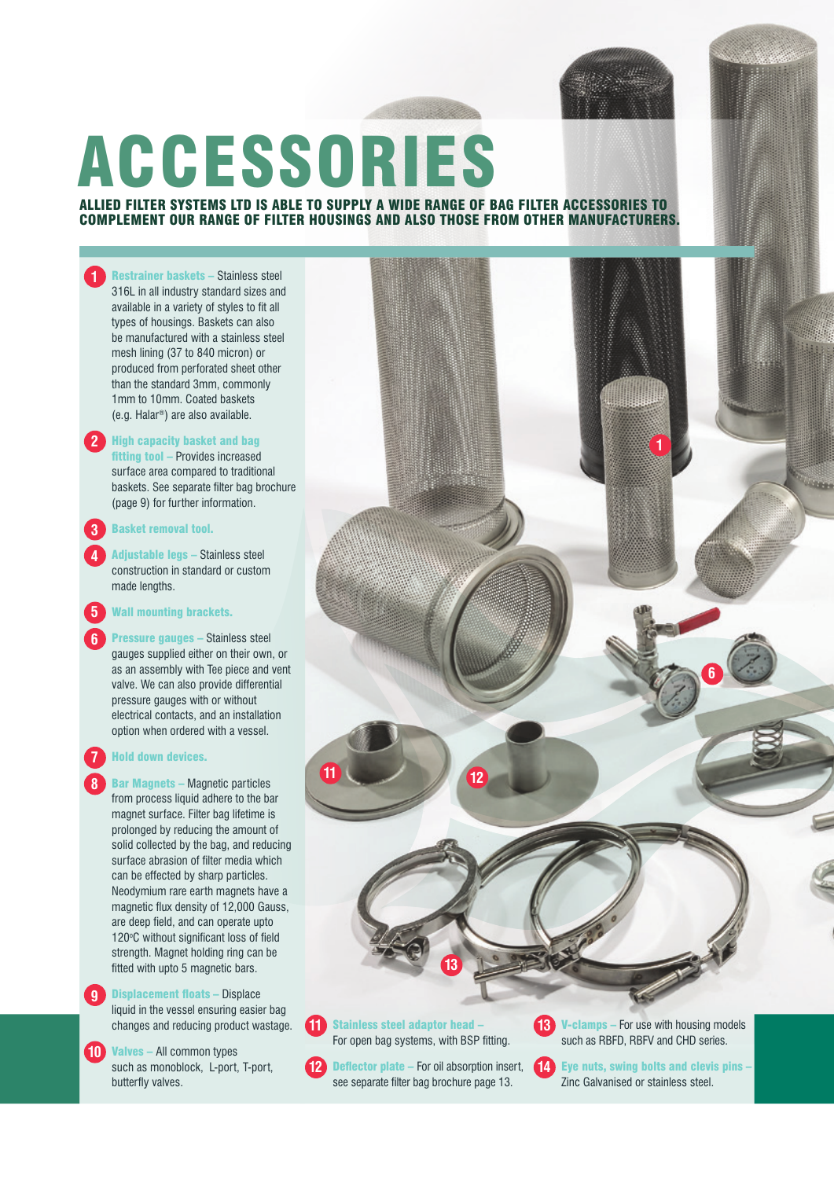# ACCESSORIES

**ALLIED FILTER SYSTEMS LTD IS ABLE TO SUPPLY A WIDE RANGE OF BAG FILTER ACCESSORIES TO COMPLEMENT OUR RANGE OF FILTER HOUSINGS AND ALSO THOSE FROM OTHER MANUFACTURERS.**

1. **Restrainer baskets –** Stainless steel 316L in all industry standard sizes and available in a variety of styles to fit all types of housings. Baskets can also be manufactured with a stainless steel mesh lining (37 to 840 micron) or produced from perforated sheet other than the standard 3mm, commonly 1mm to 10mm. Coated baskets (e.g. Halar®) are also available.

2. **High capacity basket and bag fitting tool –** Provides increased surface area compared to traditional baskets. See separate filter bag brochure (page 9) for further information.

3. **Basket removal tool.**

4. **Adjustable legs –** Stainless steel construction in standard or custom made lengths.

5. **Wall mounting brackets.**

6. **Pressure gauges –** Stainless steel gauges supplied either on their own, or as an assembly with Tee piece and vent valve. We can also provide differential pressure gauges with or without electrical contacts, and an installation option when ordered with a vessel.

7. **Hold down devices.**

8. **Bar Magnets –** Magnetic particles from process liquid adhere to the bar magnet surface. Filter bag lifetime is prolonged by reducing the amount of solid collected by the bag, and reducing surface abrasion of filter media which can be effected by sharp particles. Neodymium rare earth magnets have a magnetic flux density of 12,000 Gauss, are deep field, and can operate upto 120°C without significant loss of field strength. Magnet holding ring can be fitted with upto 5 magnetic bars.

9. **Displacement floats –** Displace liquid in the vessel ensuring easier bag changes and reducing product wastage.

10. **Valves –** All common types such as monoblock, L-port, T-port, butterfly valves.

11. **Stainless steel adaptor head –** For open bag systems, with BSP fitting.

12. **Deflector plate –** For oil absorption insert, see separate filter bag brochure page 13.

13. **V-clamps –** For use with housing models such as RBFD, RBFV and CHD series.

14. **Eye nuts, swing bolts and clevis pins –** Zinc Galvanised or stainless steel.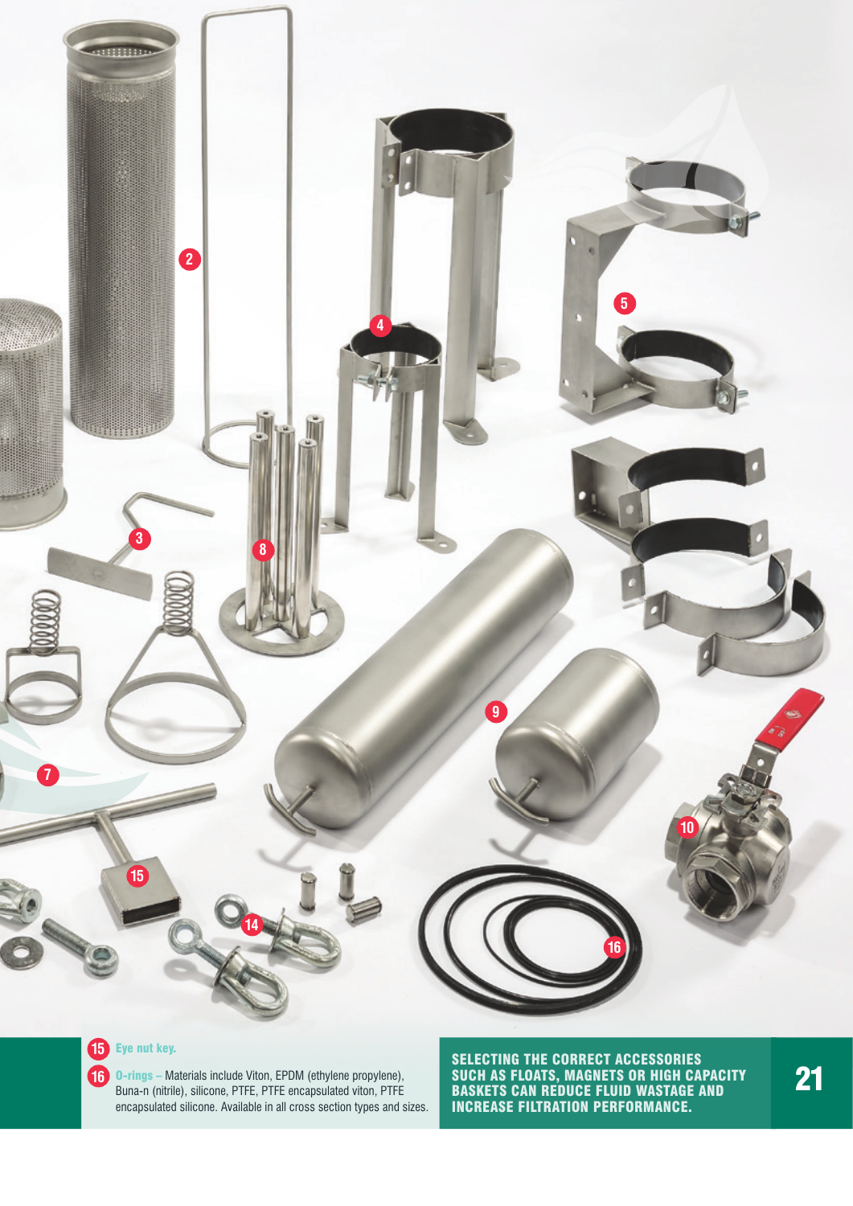**15** **Eye nut key.**

**16** **O-rings –** Materials include Viton, EPDM (ethylene propylene), Buna-n (nitrile), silicone, PTFE, PTFE encapsulated viton, PTFE encapsulated silicone. Available in all cross section types and sizes.

**SELECTING THE CORRECT ACCESSORIES SUCH AS FLOATS, MAGNETS OR HIGH CAPACITY BASKETS CAN REDUCE FLUID WASTAGE AND INCREASE FILTRATION PERFORMANCE.**